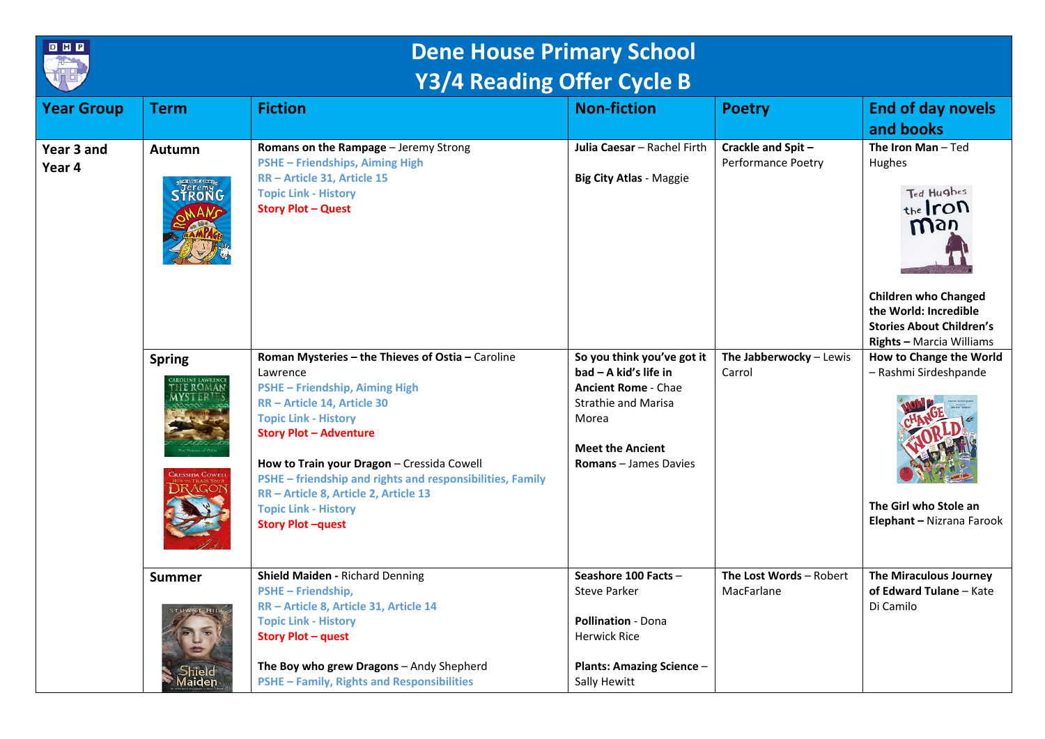# Dene House Primary School
## Y3/4 Reading Offer Cycle B

| Year Group | Term | Fiction | Non-fiction | Poetry | End of day novels and books |
|---|---|---|---|---|---|
| Year 3 and Year 4 | Autumn | **Romans on the Rampage** – Jeremy Strong<br>PSHE – Friendships, Aiming High<br>RR – Article 31, Article 15<br>Topic Link - History<br>Story Plot – Quest | **Julia Caesar** – Rachel Firth<br><br>**Big City Atlas** - Maggie | **Crackle and Spit** – Performance Poetry | **The Iron Man** – Ted Hughes<br><br>**Children who Changed the World: Incredible Stories About Children's Rights** – Marcia Williams |
| | Spring | **Roman Mysteries – the Thieves of Ostia** – Caroline Lawrence<br>PSHE – Friendship, Aiming High<br>RR – Article 14, Article 30<br>Topic Link - History<br>Story Plot – Adventure<br><br>**How to Train your Dragon** – Cressida Cowell<br>PSHE – friendship and rights and responsibilities, Family<br>RR – Article 8, Article 13<br>Topic Link - History<br>Story Plot –quest | **So you think you've got it bad – A kid's life in Ancient Rome** - Chae Strathie and Marisa Morea<br><br>**Meet the Ancient Romans** – James Davies | **The Jabberwocky** – Lewis Carrol | **How to Change the World** – Rashmi Sirdeshpande<br><br>**The Girl who Stole an Elephant** – Nizrana Farook |
| | Summer | **Shield Maiden** - Richard Denning<br>PSHE – Friendship,<br>RR – Article 8, Article 31, Article 14<br>Topic Link - History<br>Story Plot – quest<br><br>**The Boy who grew Dragons** – Andy Shepherd<br>PSHE – Family, Rights and Responsibilities | **Seashore 100 Facts** – Steve Parker<br><br>**Pollination** - Dona Herwick Rice<br><br>**Plants: Amazing Science** – Sally Hewitt | **The Lost Words** – Robert MacFarlane | **The Miraculous Journey of Edward Tulane** – Kate Di Camilo |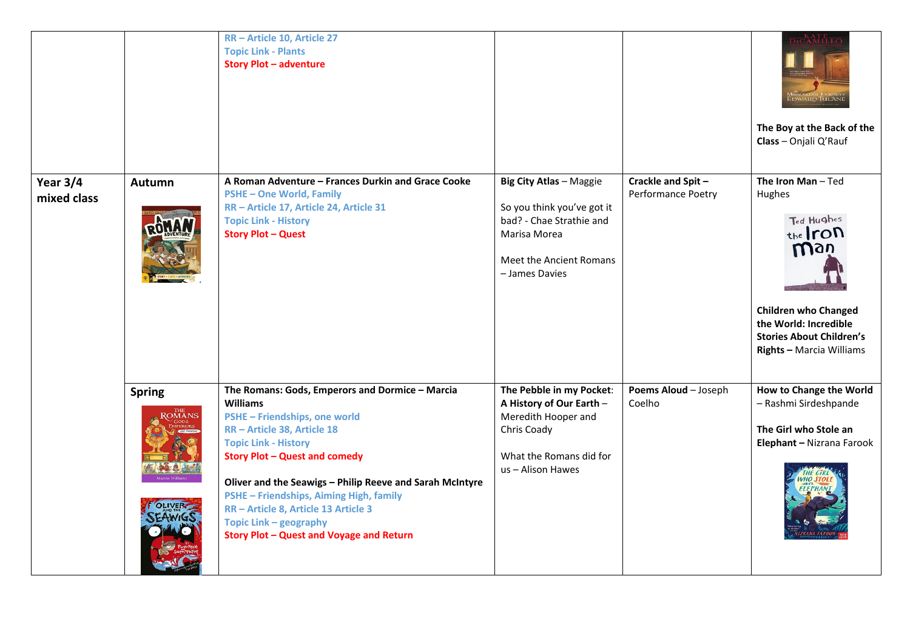| | | | | | |
|---|---|---|---|---|---|
| | | RR – Article 10, Article 27<br>Topic Link - Plants<br>Story Plot – adventure | | | **The Boy at the Back of the Class** – Onjali Q'Rauf |
| **Year 3/4 mixed class** | **Autumn** | **A Roman Adventure – Frances Durkin and Grace Cooke**<br>PSHE – One World, Family<br>RR – Article 17, Article 24, Article 31<br>Topic Link - History<br>Story Plot – Quest | **Big City Atlas** – Maggie<br><br>So you think you've got it bad? - Chae Strathie and Marisa Morea<br><br>Meet the Ancient Romans – James Davies | **Crackle and Spit –** Performance Poetry | **The Iron Man** – Ted Hughes<br><br>**Children who Changed the World: Incredible Stories About Children's Rights –** Marcia Williams |
| | **Spring** | **The Romans: Gods, Emperors and Dormice – Marcia Williams**<br>PSHE – Friendships, one world<br>RR – Article 38, Article 18<br>Topic Link - History<br>Story Plot – Quest and comedy<br><br>**Oliver and the Seawigs – Philip Reeve and Sarah McIntyre**<br>PSHE – Friendships, Aiming High, family<br>RR – Article 8, Article 13 Article 3<br>Topic Link – geography<br>Story Plot – Quest and Voyage and Return | **The Pebble in my Pocket**: **A History of Our Earth** – Meredith Hooper and Chris Coady<br><br>What the Romans did for us – Alison Hawes | **Poems Aloud** – Joseph Coelho | **How to Change the World** – Rashmi Sirdeshpande<br><br>**The Girl who Stole an Elephant –** Nizrana Farook |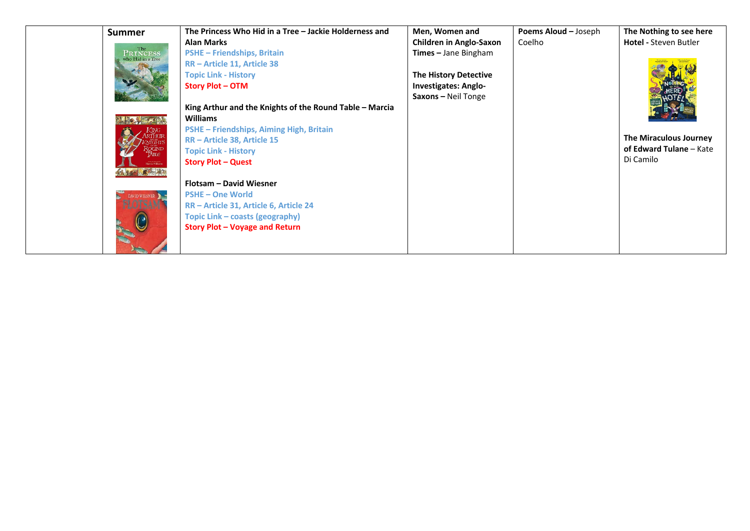| | | | | | |
|---|---|---|---|---|---|
| | **Summer** | **The Princess Who Hid in a Tree – Jackie Holderness and Alan Marks**<br>PSHE – Friendships, Britain<br>RR – Article 11, Article 38<br>Topic Link - History<br>Story Plot – OTM<br><br>**King Arthur and the Knights of the Round Table – Marcia Williams**<br>PSHE – Friendships, Aiming High, Britain<br>RR – Article 38, Article 15<br>Topic Link - History<br>Story Plot – Quest<br><br>**Flotsam – David Wiesner**<br>PSHE – One World<br>RR – Article 31, Article 6, Article 24<br>Topic Link – coasts (geography)<br>Story Plot – Voyage and Return | **Men, Women and Children in Anglo-Saxon Times –** Jane Bingham<br><br>**The History Detective Investigates: Anglo-Saxons –** Neil Tonge | **Poems Aloud –** Joseph Coelho | **The Nothing to see here Hotel -** Steven Butler<br><br>**The Miraculous Journey of Edward Tulane** – Kate Di Camilo |